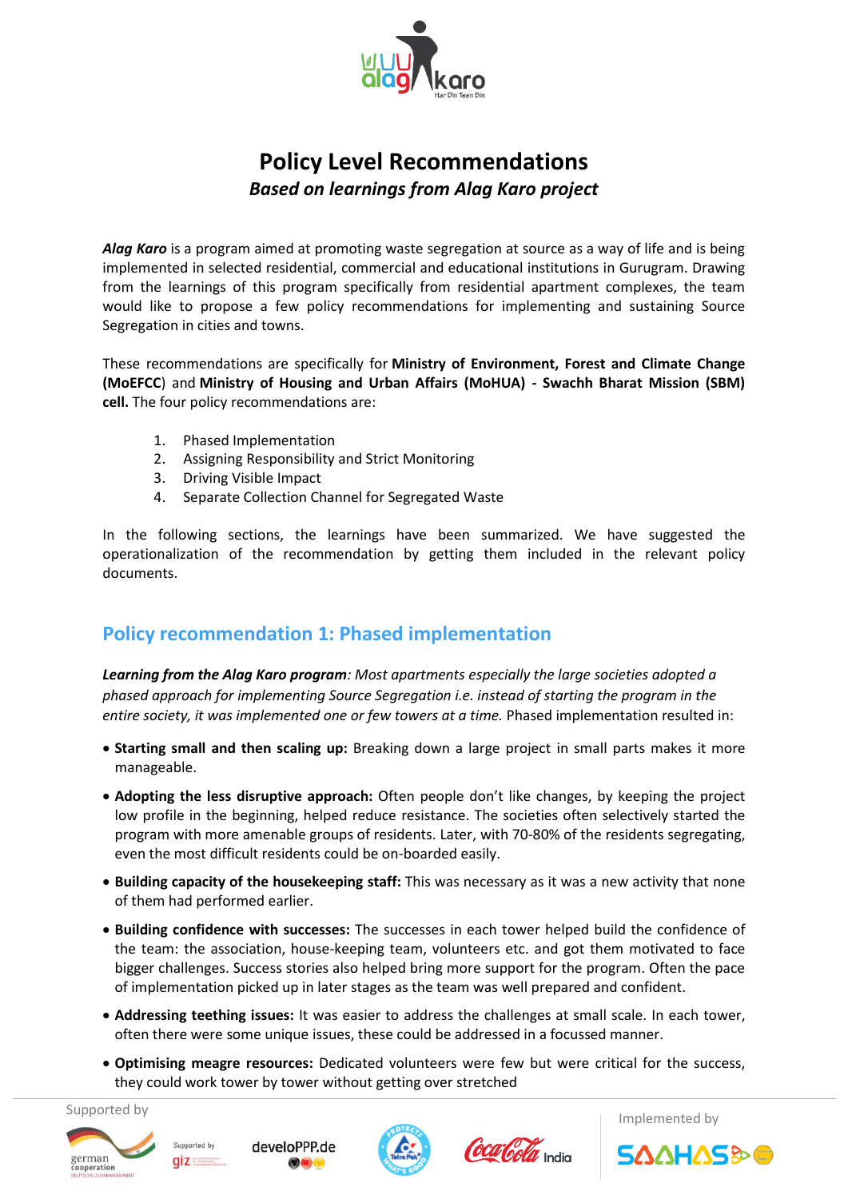# Policy Level Recommendations

***Based on learnings from Alag Karo project***

***Alag Karo*** is a program aimed at promoting waste segregation at source as a way of life and is being implemented in selected residential, commercial and educational institutions in Gurugram. Drawing from the learnings of this program specifically from residential apartment complexes, the team would like to propose a few policy recommendations for implementing and sustaining Source Segregation in cities and towns.

These recommendations are specifically for **Ministry of Environment, Forest and Climate Change (MoEFCC)** and **Ministry of Housing and Urban Affairs (MoHUA) - Swachh Bharat Mission (SBM) cell.** The four policy recommendations are:

1. Phased Implementation
2. Assigning Responsibility and Strict Monitoring
3. Driving Visible Impact
4. Separate Collection Channel for Segregated Waste

In the following sections, the learnings have been summarized. We have suggested the operationalization of the recommendation by getting them included in the relevant policy documents.

## Policy recommendation 1: Phased implementation

***Learning from the Alag Karo program****: Most apartments especially the large societies adopted a phased approach for implementing Source Segregation i.e. instead of starting the program in the entire society, it was implemented one or few towers at a time.* Phased implementation resulted in:

- **Starting small and then scaling up:** Breaking down a large project in small parts makes it more manageable.
- **Adopting the less disruptive approach:** Often people don't like changes, by keeping the project low profile in the beginning, helped reduce resistance. The societies often selectively started the program with more amenable groups of residents. Later, with 70-80% of the residents segregating, even the most difficult residents could be on-boarded easily.
- **Building capacity of the housekeeping staff:** This was necessary as it was a new activity that none of them had performed earlier.
- **Building confidence with successes:** The successes in each tower helped build the confidence of the team: the association, house-keeping team, volunteers etc. and got them motivated to face bigger challenges. Success stories also helped bring more support for the program. Often the pace of implementation picked up in later stages as the team was well prepared and confident.
- **Addressing teething issues:** It was easier to address the challenges at small scale. In each tower, often there were some unique issues, these could be addressed in a focussed manner.
- **Optimising meagre resources:** Dedicated volunteers were few but were critical for the success, they could work tower by tower without getting over stretched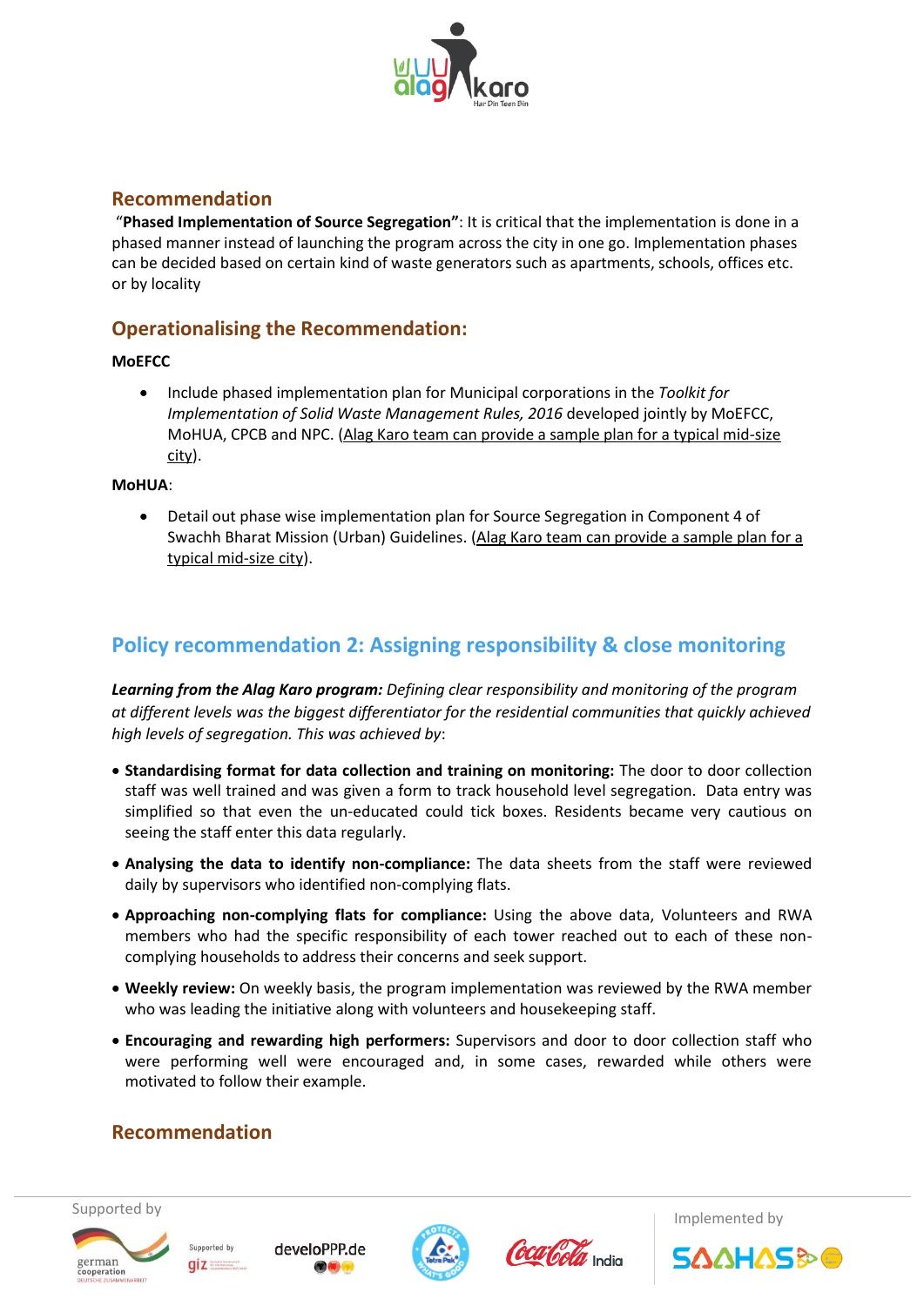## Recommendation

"**Phased Implementation of Source Segregation"**: It is critical that the implementation is done in a phased manner instead of launching the program across the city in one go. Implementation phases can be decided based on certain kind of waste generators such as apartments, schools, offices etc. or by locality

## Operationalising the Recommendation:

**MoEFCC**

- Include phased implementation plan for Municipal corporations in the *Toolkit for Implementation of Solid Waste Management Rules, 2016* developed jointly by MoEFCC, MoHUA, CPCB and NPC. (Alag Karo team can provide a sample plan for a typical mid-size city).

**MoHUA**:

- Detail out phase wise implementation plan for Source Segregation in Component 4 of Swachh Bharat Mission (Urban) Guidelines. (Alag Karo team can provide a sample plan for a typical mid-size city).

## Policy recommendation 2: Assigning responsibility & close monitoring

***Learning from the Alag Karo program:*** *Defining clear responsibility and monitoring of the program at different levels was the biggest differentiator for the residential communities that quickly achieved high levels of segregation. This was achieved by*:

- **Standardising format for data collection and training on monitoring:** The door to door collection staff was well trained and was given a form to track household level segregation. Data entry was simplified so that even the un-educated could tick boxes. Residents became very cautious on seeing the staff enter this data regularly.
- **Analysing the data to identify non-compliance:** The data sheets from the staff were reviewed daily by supervisors who identified non-complying flats.
- **Approaching non-complying flats for compliance:** Using the above data, Volunteers and RWA members who had the specific responsibility of each tower reached out to each of these non-complying households to address their concerns and seek support.
- **Weekly review:** On weekly basis, the program implementation was reviewed by the RWA member who was leading the initiative along with volunteers and housekeeping staff.
- **Encouraging and rewarding high performers:** Supervisors and door to door collection staff who were performing well were encouraged and, in some cases, rewarded while others were motivated to follow their example.

## Recommendation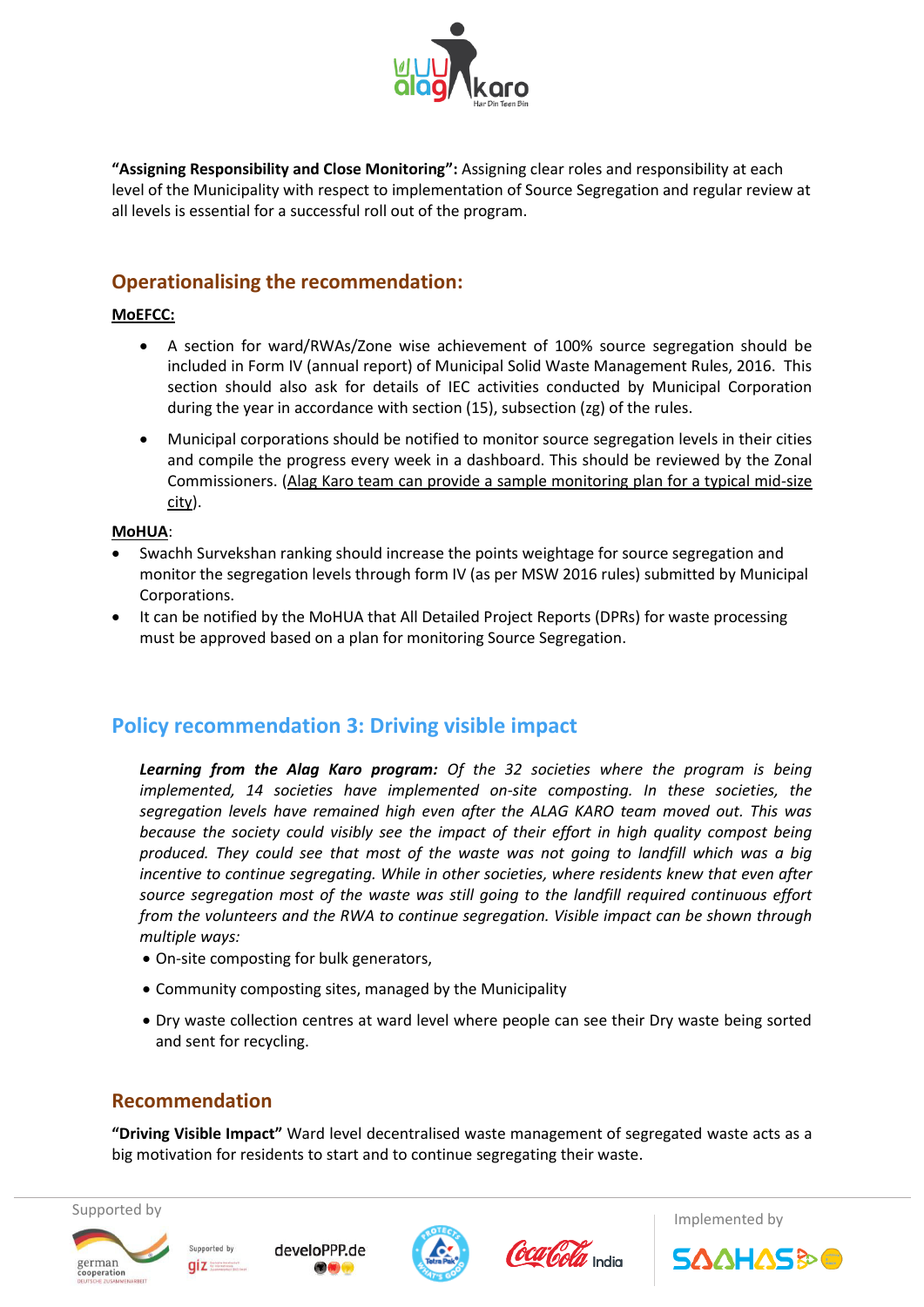**"Assigning Responsibility and Close Monitoring":** Assigning clear roles and responsibility at each level of the Municipality with respect to implementation of Source Segregation and regular review at all levels is essential for a successful roll out of the program.

## Operationalising the recommendation:

**MoEFCC:**

- A section for ward/RWAs/Zone wise achievement of 100% source segregation should be included in Form IV (annual report) of Municipal Solid Waste Management Rules, 2016. This section should also ask for details of IEC activities conducted by Municipal Corporation during the year in accordance with section (15), subsection (zg) of the rules.
- Municipal corporations should be notified to monitor source segregation levels in their cities and compile the progress every week in a dashboard. This should be reviewed by the Zonal Commissioners. (Alag Karo team can provide a sample monitoring plan for a typical mid-size city).

**MoHUA**:

- Swachh Survekshan ranking should increase the points weightage for source segregation and monitor the segregation levels through form IV (as per MSW 2016 rules) submitted by Municipal Corporations.
- It can be notified by the MoHUA that All Detailed Project Reports (DPRs) for waste processing must be approved based on a plan for monitoring Source Segregation.

## Policy recommendation 3: Driving visible impact

***Learning from the Alag Karo program:*** *Of the 32 societies where the program is being implemented, 14 societies have implemented on-site composting. In these societies, the segregation levels have remained high even after the ALAG KARO team moved out. This was because the society could visibly see the impact of their effort in high quality compost being produced. They could see that most of the waste was not going to landfill which was a big incentive to continue segregating. While in other societies, where residents knew that even after source segregation most of the waste was still going to the landfill required continuous effort from the volunteers and the RWA to continue segregation. Visible impact can be shown through multiple ways:*

- On-site composting for bulk generators,
- Community composting sites, managed by the Municipality
- Dry waste collection centres at ward level where people can see their Dry waste being sorted and sent for recycling.

## Recommendation

**"Driving Visible Impact"** Ward level decentralised waste management of segregated waste acts as a big motivation for residents to start and to continue segregating their waste.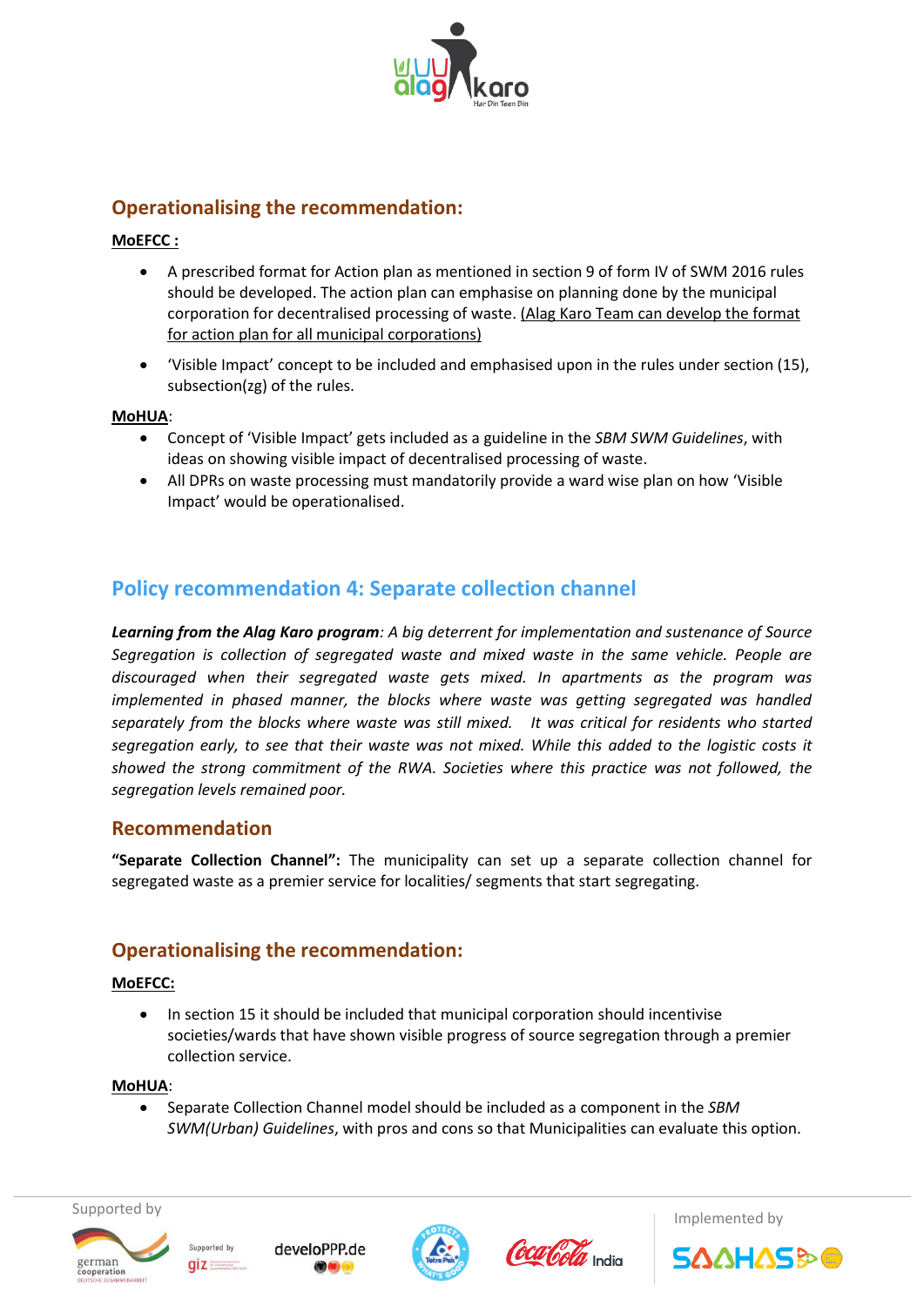## Operationalising the recommendation:

**MoEFCC :**

- A prescribed format for Action plan as mentioned in section 9 of form IV of SWM 2016 rules should be developed. The action plan can emphasise on planning done by the municipal corporation for decentralised processing of waste. (Alag Karo Team can develop the format for action plan for all municipal corporations)
- 'Visible Impact' concept to be included and emphasised upon in the rules under section (15), subsection(zg) of the rules.

**MoHUA**:

- Concept of 'Visible Impact' gets included as a guideline in the *SBM SWM Guidelines*, with ideas on showing visible impact of decentralised processing of waste.
- All DPRs on waste processing must mandatorily provide a ward wise plan on how 'Visible Impact' would be operationalised.

## Policy recommendation 4: Separate collection channel

***Learning from the Alag Karo program****: A big deterrent for implementation and sustenance of Source Segregation is collection of segregated waste and mixed waste in the same vehicle. People are discouraged when their segregated waste gets mixed. In apartments as the program was implemented in phased manner, the blocks where waste was getting segregated was handled separately from the blocks where waste was still mixed. It was critical for residents who started segregation early, to see that their waste was not mixed. While this added to the logistic costs it showed the strong commitment of the RWA. Societies where this practice was not followed, the segregation levels remained poor.*

### Recommendation

**"Separate Collection Channel":** The municipality can set up a separate collection channel for segregated waste as a premier service for localities/ segments that start segregating.

## Operationalising the recommendation:

**MoEFCC:**

- In section 15 it should be included that municipal corporation should incentivise societies/wards that have shown visible progress of source segregation through a premier collection service.

**MoHUA**:

- Separate Collection Channel model should be included as a component in the *SBM SWM(Urban) Guidelines*, with pros and cons so that Municipalities can evaluate this option.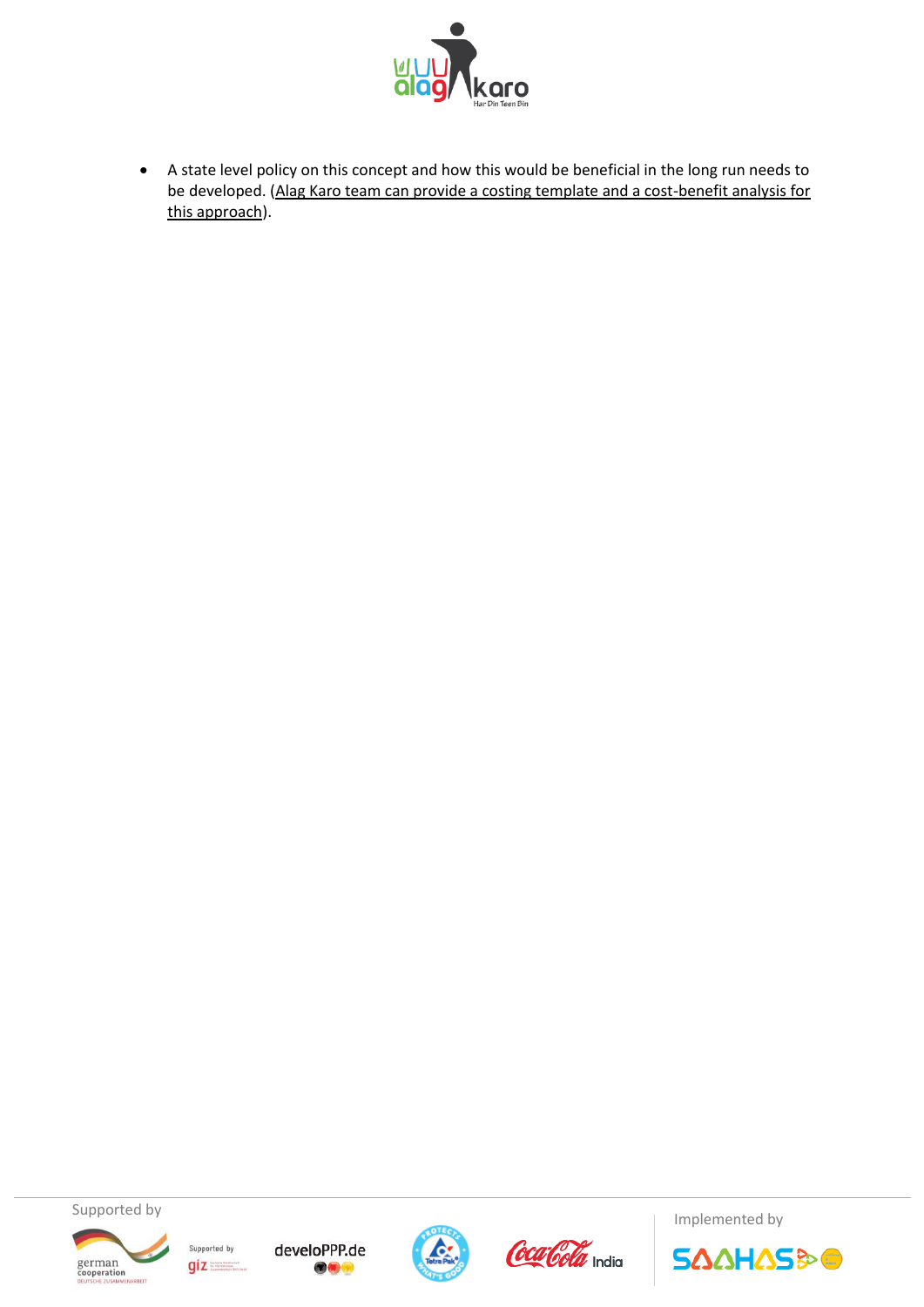- A state level policy on this concept and how this would be beneficial in the long run needs to be developed. (Alag Karo team can provide a costing template and a cost-benefit analysis for this approach).